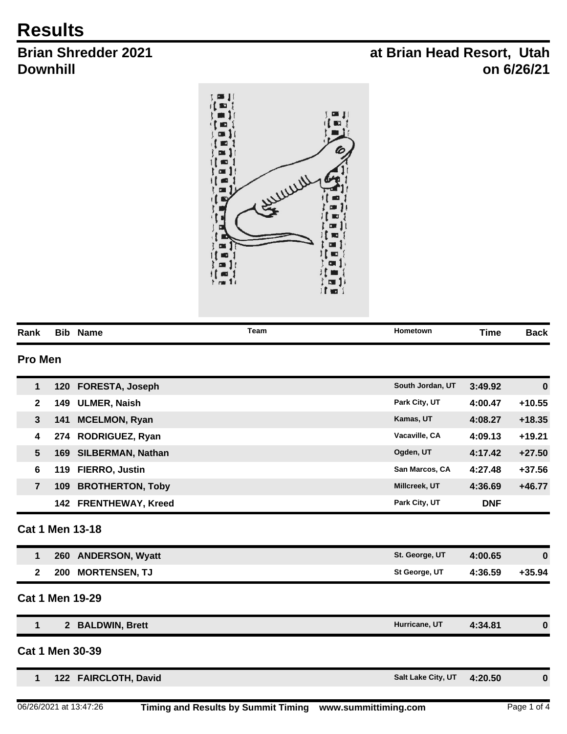# Results

## Brian Shredder 2021 — at Brian Head Resort, Utah

## Downhill — on 6/26/21

| Rank | Bib | Name | Team | Hometown | Time | Back |
|---|---|---|---|---|---|---|
| **Pro Men** | | | | | | |
| 1 | 120 | FORESTA, Joseph | | South Jordan, UT | 3:49.92 | 0 |
| 2 | 149 | ULMER, Naish | | Park City, UT | 4:00.47 | +10.55 |
| 3 | 141 | MCELMON, Ryan | | Kamas, UT | 4:08.27 | +18.35 |
| 4 | 274 | RODRIGUEZ, Ryan | | Vacaville, CA | 4:09.13 | +19.21 |
| 5 | 169 | SILBERMAN, Nathan | | Ogden, UT | 4:17.42 | +27.50 |
| 6 | 119 | FIERRO, Justin | | San Marcos, CA | 4:27.48 | +37.56 |
| 7 | 109 | BROTHERTON, Toby | | Millcreek, UT | 4:36.69 | +46.77 |
| | 142 | FRENTHEWAY, Kreed | | Park City, UT | DNF | |
| **Cat 1 Men 13-18** | | | | | | |
| 1 | 260 | ANDERSON, Wyatt | | St. George, UT | 4:00.65 | 0 |
| 2 | 200 | MORTENSEN, TJ | | St George, UT | 4:36.59 | +35.94 |
| **Cat 1 Men 19-29** | | | | | | |
| 1 | 2 | BALDWIN, Brett | | Hurricane, UT | 4:34.81 | 0 |
| **Cat 1 Men 30-39** | | | | | | |
| 1 | 122 | FAIRCLOTH, David | | Salt Lake City, UT | 4:20.50 | 0 |

06/26/2021 at 13:47:26 — Timing and Results by Summit Timing www.summittiming.com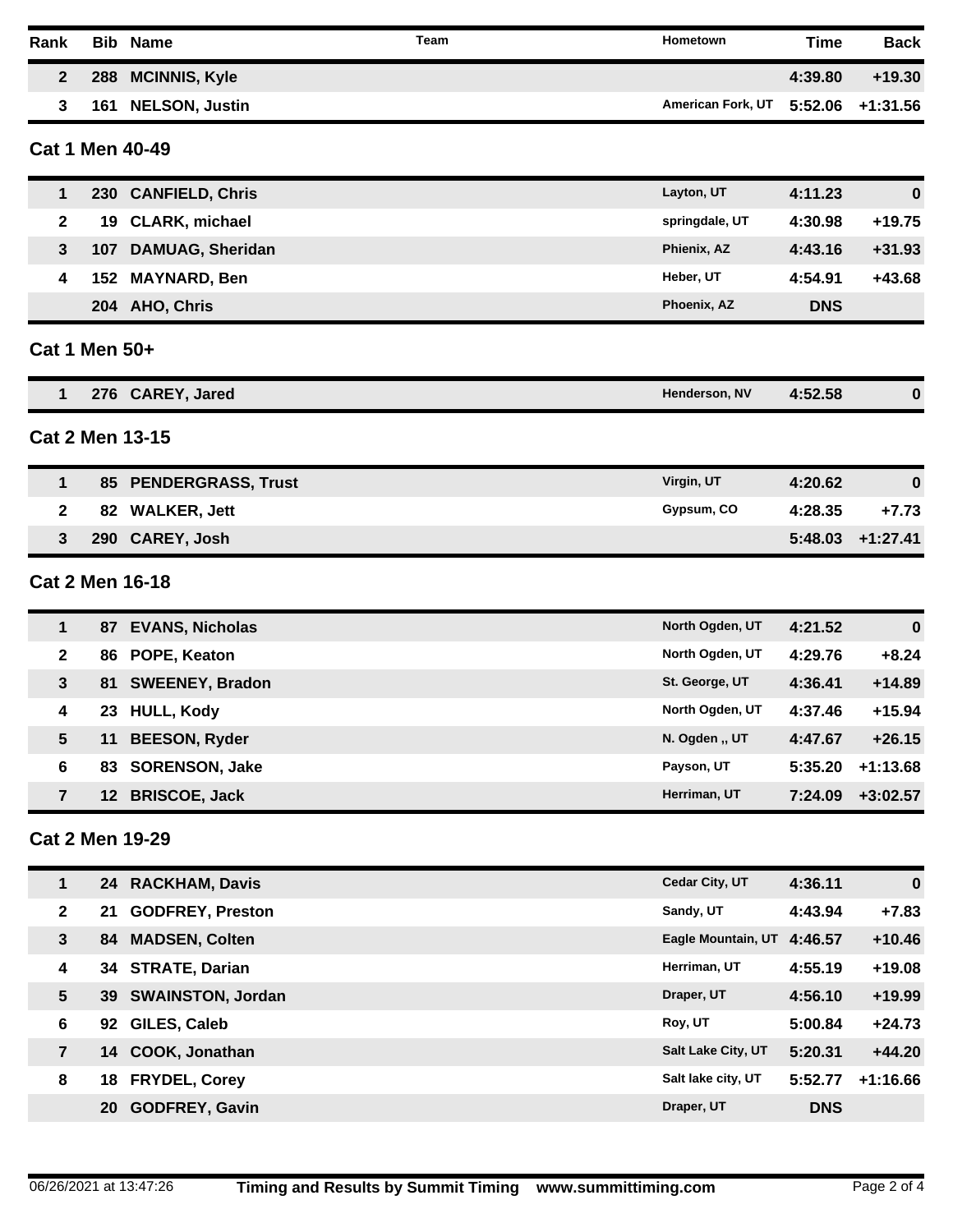| Rank | Bib | Name | Team | Hometown | Time | Back |
|---|---|---|---|---|---|---|
| 2 | 288 | MCINNIS, Kyle | | | 4:39.80 | +19.30 |
| 3 | 161 | NELSON, Justin | | American Fork, UT | 5:52.06 | +1:31.56 |

## Cat 1 Men 40-49

| Rank | Bib | Name | Team | Hometown | Time | Back |
|---|---|---|---|---|---|---|
| 1 | 230 | CANFIELD, Chris | | Layton, UT | 4:11.23 | 0 |
| 2 | 19 | CLARK, michael | | springdale, UT | 4:30.98 | +19.75 |
| 3 | 107 | DAMUAG, Sheridan | | Phienix, AZ | 4:43.16 | +31.93 |
| 4 | 152 | MAYNARD, Ben | | Heber, UT | 4:54.91 | +43.68 |
| | 204 | AHO, Chris | | Phoenix, AZ | DNS | |

## Cat 1 Men 50+

| Rank | Bib | Name | Team | Hometown | Time | Back |
|---|---|---|---|---|---|---|
| 1 | 276 | CAREY, Jared | | Henderson, NV | 4:52.58 | 0 |

## Cat 2 Men 13-15

| Rank | Bib | Name | Team | Hometown | Time | Back |
|---|---|---|---|---|---|---|
| 1 | 85 | PENDERGRASS, Trust | | Virgin, UT | 4:20.62 | 0 |
| 2 | 82 | WALKER, Jett | | Gypsum, CO | 4:28.35 | +7.73 |
| 3 | 290 | CAREY, Josh | | | 5:48.03 | +1:27.41 |

## Cat 2 Men 16-18

| Rank | Bib | Name | Team | Hometown | Time | Back |
|---|---|---|---|---|---|---|
| 1 | 87 | EVANS, Nicholas | | North Ogden, UT | 4:21.52 | 0 |
| 2 | 86 | POPE, Keaton | | North Ogden, UT | 4:29.76 | +8.24 |
| 3 | 81 | SWEENEY, Bradon | | St. George, UT | 4:36.41 | +14.89 |
| 4 | 23 | HULL, Kody | | North Ogden, UT | 4:37.46 | +15.94 |
| 5 | 11 | BEESON, Ryder | | N. Ogden ,, UT | 4:47.67 | +26.15 |
| 6 | 83 | SORENSON, Jake | | Payson, UT | 5:35.20 | +1:13.68 |
| 7 | 12 | BRISCOE, Jack | | Herriman, UT | 7:24.09 | +3:02.57 |

## Cat 2 Men 19-29

| Rank | Bib | Name | Team | Hometown | Time | Back |
|---|---|---|---|---|---|---|
| 1 | 24 | RACKHAM, Davis | | Cedar City, UT | 4:36.11 | 0 |
| 2 | 21 | GODFREY, Preston | | Sandy, UT | 4:43.94 | +7.83 |
| 3 | 84 | MADSEN, Colten | | Eagle Mountain, UT | 4:46.57 | +10.46 |
| 4 | 34 | STRATE, Darian | | Herriman, UT | 4:55.19 | +19.08 |
| 5 | 39 | SWAINSTON, Jordan | | Draper, UT | 4:56.10 | +19.99 |
| 6 | 92 | GILES, Caleb | | Roy, UT | 5:00.84 | +24.73 |
| 7 | 14 | COOK, Jonathan | | Salt Lake City, UT | 5:20.31 | +44.20 |
| 8 | 18 | FRYDEL, Corey | | Salt lake city, UT | 5:52.77 | +1:16.66 |
| | 20 | GODFREY, Gavin | | Draper, UT | DNS | |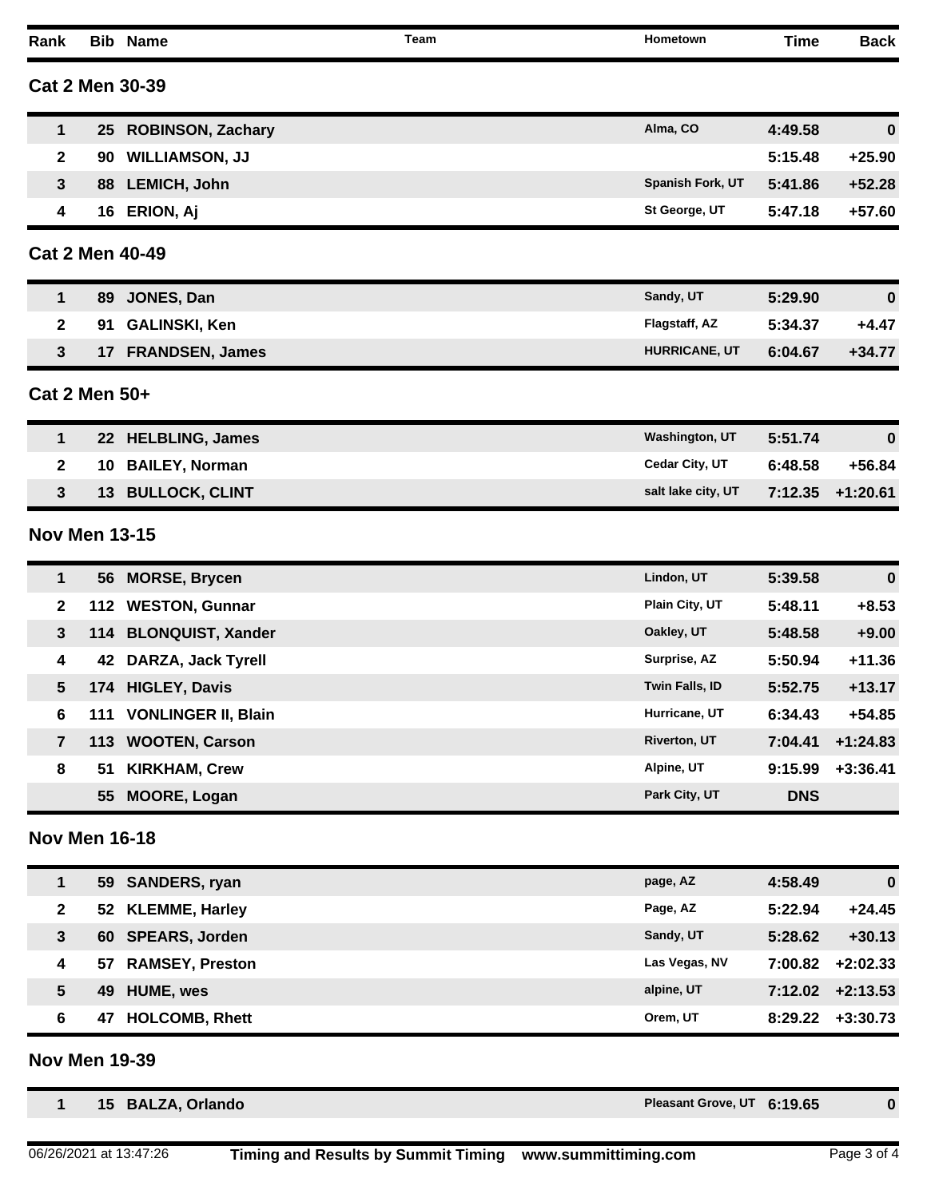| Rank | Bib | Name | Team | Hometown | Time | Back |
|---|---|---|---|---|---|---|

## Cat 2 Men 30-39

| Rank | Bib | Name | Team | Hometown | Time | Back |
|---|---|---|---|---|---|---|
| 1 | 25 | ROBINSON, Zachary | | Alma, CO | 4:49.58 | 0 |
| 2 | 90 | WILLIAMSON, JJ | | | 5:15.48 | +25.90 |
| 3 | 88 | LEMICH, John | | Spanish Fork, UT | 5:41.86 | +52.28 |
| 4 | 16 | ERION, Aj | | St George, UT | 5:47.18 | +57.60 |

## Cat 2 Men 40-49

| Rank | Bib | Name | Team | Hometown | Time | Back |
|---|---|---|---|---|---|---|
| 1 | 89 | JONES, Dan | | Sandy, UT | 5:29.90 | 0 |
| 2 | 91 | GALINSKI, Ken | | Flagstaff, AZ | 5:34.37 | +4.47 |
| 3 | 17 | FRANDSEN, James | | HURRICANE, UT | 6:04.67 | +34.77 |

## Cat 2 Men 50+

| Rank | Bib | Name | Team | Hometown | Time | Back |
|---|---|---|---|---|---|---|
| 1 | 22 | HELBLING, James | | Washington, UT | 5:51.74 | 0 |
| 2 | 10 | BAILEY, Norman | | Cedar City, UT | 6:48.58 | +56.84 |
| 3 | 13 | BULLOCK, CLINT | | salt lake city, UT | 7:12.35 | +1:20.61 |

## Nov Men 13-15

| Rank | Bib | Name | Team | Hometown | Time | Back |
|---|---|---|---|---|---|---|
| 1 | 56 | MORSE, Brycen | | Lindon, UT | 5:39.58 | 0 |
| 2 | 112 | WESTON, Gunnar | | Plain City, UT | 5:48.11 | +8.53 |
| 3 | 114 | BLONQUIST, Xander | | Oakley, UT | 5:48.58 | +9.00 |
| 4 | 42 | DARZA, Jack Tyrell | | Surprise, AZ | 5:50.94 | +11.36 |
| 5 | 174 | HIGLEY, Davis | | Twin Falls, ID | 5:52.75 | +13.17 |
| 6 | 111 | VONLINGER II, Blain | | Hurricane, UT | 6:34.43 | +54.85 |
| 7 | 113 | WOOTEN, Carson | | Riverton, UT | 7:04.41 | +1:24.83 |
| 8 | 51 | KIRKHAM, Crew | | Alpine, UT | 9:15.99 | +3:36.41 |
| | 55 | MOORE, Logan | | Park City, UT | DNS | |

## Nov Men 16-18

| Rank | Bib | Name | Team | Hometown | Time | Back |
|---|---|---|---|---|---|---|
| 1 | 59 | SANDERS, ryan | | page, AZ | 4:58.49 | 0 |
| 2 | 52 | KLEMME, Harley | | Page, AZ | 5:22.94 | +24.45 |
| 3 | 60 | SPEARS, Jorden | | Sandy, UT | 5:28.62 | +30.13 |
| 4 | 57 | RAMSEY, Preston | | Las Vegas, NV | 7:00.82 | +2:02.33 |
| 5 | 49 | HUME, wes | | alpine, UT | 7:12.02 | +2:13.53 |
| 6 | 47 | HOLCOMB, Rhett | | Orem, UT | 8:29.22 | +3:30.73 |

## Nov Men 19-39

| Rank | Bib | Name | Team | Hometown | Time | Back |
|---|---|---|---|---|---|---|
| 1 | 15 | BALZA, Orlando | | Pleasant Grove, UT | 6:19.65 | 0 |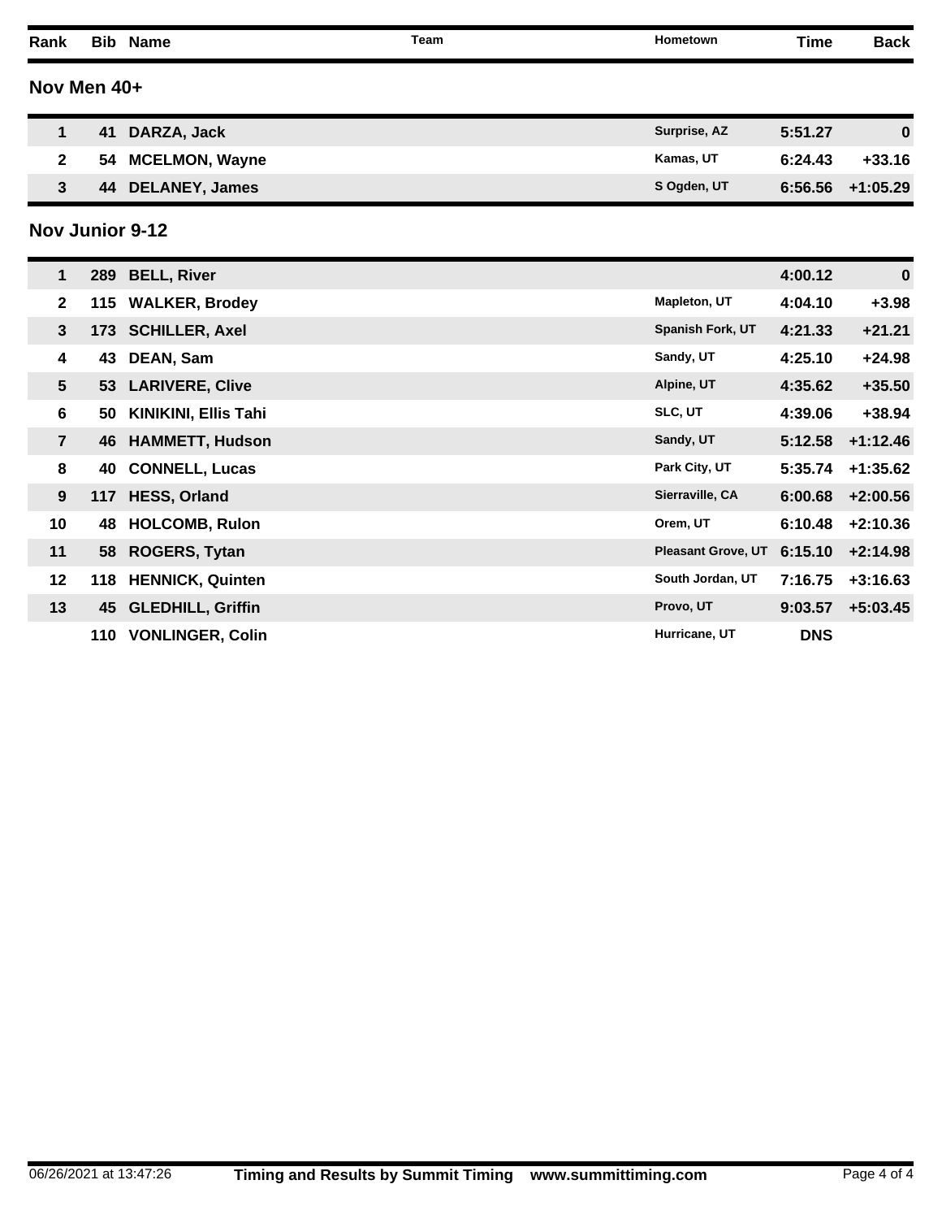| Rank | Bib | Name | Team | Hometown | Time | Back |
|---|---|---|---|---|---|---|

## Nov Men 40+

| Rank | Bib | Name | Team | Hometown | Time | Back |
|---|---|---|---|---|---|---|
| 1 | 41 | DARZA, Jack | | Surprise, AZ | 5:51.27 | 0 |
| 2 | 54 | MCELMON, Wayne | | Kamas, UT | 6:24.43 | +33.16 |
| 3 | 44 | DELANEY, James | | S Ogden, UT | 6:56.56 | +1:05.29 |

## Nov Junior 9-12

| Rank | Bib | Name | Team | Hometown | Time | Back |
|---|---|---|---|---|---|---|
| 1 | 289 | BELL, River | | | 4:00.12 | 0 |
| 2 | 115 | WALKER, Brodey | | Mapleton, UT | 4:04.10 | +3.98 |
| 3 | 173 | SCHILLER, Axel | | Spanish Fork, UT | 4:21.33 | +21.21 |
| 4 | 43 | DEAN, Sam | | Sandy, UT | 4:25.10 | +24.98 |
| 5 | 53 | LARIVERE, Clive | | Alpine, UT | 4:35.62 | +35.50 |
| 6 | 50 | KINIKINI, Ellis Tahi | | SLC, UT | 4:39.06 | +38.94 |
| 7 | 46 | HAMMETT, Hudson | | Sandy, UT | 5:12.58 | +1:12.46 |
| 8 | 40 | CONNELL, Lucas | | Park City, UT | 5:35.74 | +1:35.62 |
| 9 | 117 | HESS, Orland | | Sierraville, CA | 6:00.68 | +2:00.56 |
| 10 | 48 | HOLCOMB, Rulon | | Orem, UT | 6:10.48 | +2:10.36 |
| 11 | 58 | ROGERS, Tytan | | Pleasant Grove, UT | 6:15.10 | +2:14.98 |
| 12 | 118 | HENNICK, Quinten | | South Jordan, UT | 7:16.75 | +3:16.63 |
| 13 | 45 | GLEDHILL, Griffin | | Provo, UT | 9:03.57 | +5:03.45 |
| | 110 | VONLINGER, Colin | | Hurricane, UT | DNS | |

06/26/2021 at 13:47:26 Timing and Results by Summit Timing www.summittiming.com